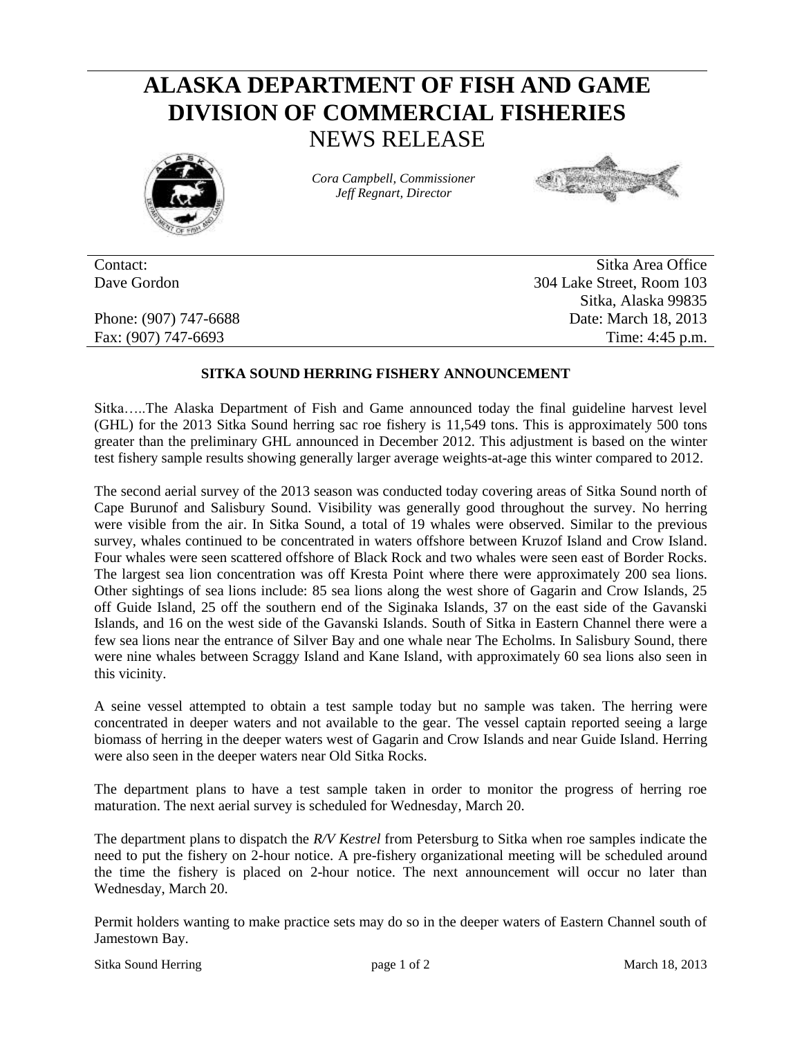# ALASKA DEPARTMENT OF FISH AND GAME
# DIVISION OF COMMERCIAL FISHERIES
## NEWS RELEASE

*Cora Campbell, Commissioner*
*Jeff Regnart, Director*

| | |
|---|---|
| Contact: | Sitka Area Office |
| Dave Gordon | 304 Lake Street, Room 103 |
| | Sitka, Alaska 99835 |
| Phone: (907) 747-6688 | Date: March 18, 2013 |
| Fax: (907) 747-6693 | Time: 4:45 p.m. |

**SITKA SOUND HERRING FISHERY ANNOUNCEMENT**

Sitka…..The Alaska Department of Fish and Game announced today the final guideline harvest level (GHL) for the 2013 Sitka Sound herring sac roe fishery is 11,549 tons. This is approximately 500 tons greater than the preliminary GHL announced in December 2012. This adjustment is based on the winter test fishery sample results showing generally larger average weights-at-age this winter compared to 2012.

The second aerial survey of the 2013 season was conducted today covering areas of Sitka Sound north of Cape Burunof and Salisbury Sound. Visibility was generally good throughout the survey. No herring were visible from the air. In Sitka Sound, a total of 19 whales were observed. Similar to the previous survey, whales continued to be concentrated in waters offshore between Kruzof Island and Crow Island. Four whales were seen scattered offshore of Black Rock and two whales were seen east of Border Rocks. The largest sea lion concentration was off Kresta Point where there were approximately 200 sea lions. Other sightings of sea lions include: 85 sea lions along the west shore of Gagarin and Crow Islands, 25 off Guide Island, 25 off the southern end of the Siginaka Islands, 37 on the east side of the Gavanski Islands, and 16 on the west side of the Gavanski Islands. South of Sitka in Eastern Channel there were a few sea lions near the entrance of Silver Bay and one whale near The Echolms. In Salisbury Sound, there were nine whales between Scraggy Island and Kane Island, with approximately 60 sea lions also seen in this vicinity.

A seine vessel attempted to obtain a test sample today but no sample was taken. The herring were concentrated in deeper waters and not available to the gear. The vessel captain reported seeing a large biomass of herring in the deeper waters west of Gagarin and Crow Islands and near Guide Island. Herring were also seen in the deeper waters near Old Sitka Rocks.

The department plans to have a test sample taken in order to monitor the progress of herring roe maturation. The next aerial survey is scheduled for Wednesday, March 20.

The department plans to dispatch the *R/V Kestrel* from Petersburg to Sitka when roe samples indicate the need to put the fishery on 2-hour notice. A pre-fishery organizational meeting will be scheduled around the time the fishery is placed on 2-hour notice. The next announcement will occur no later than Wednesday, March 20.

Permit holders wanting to make practice sets may do so in the deeper waters of Eastern Channel south of Jamestown Bay.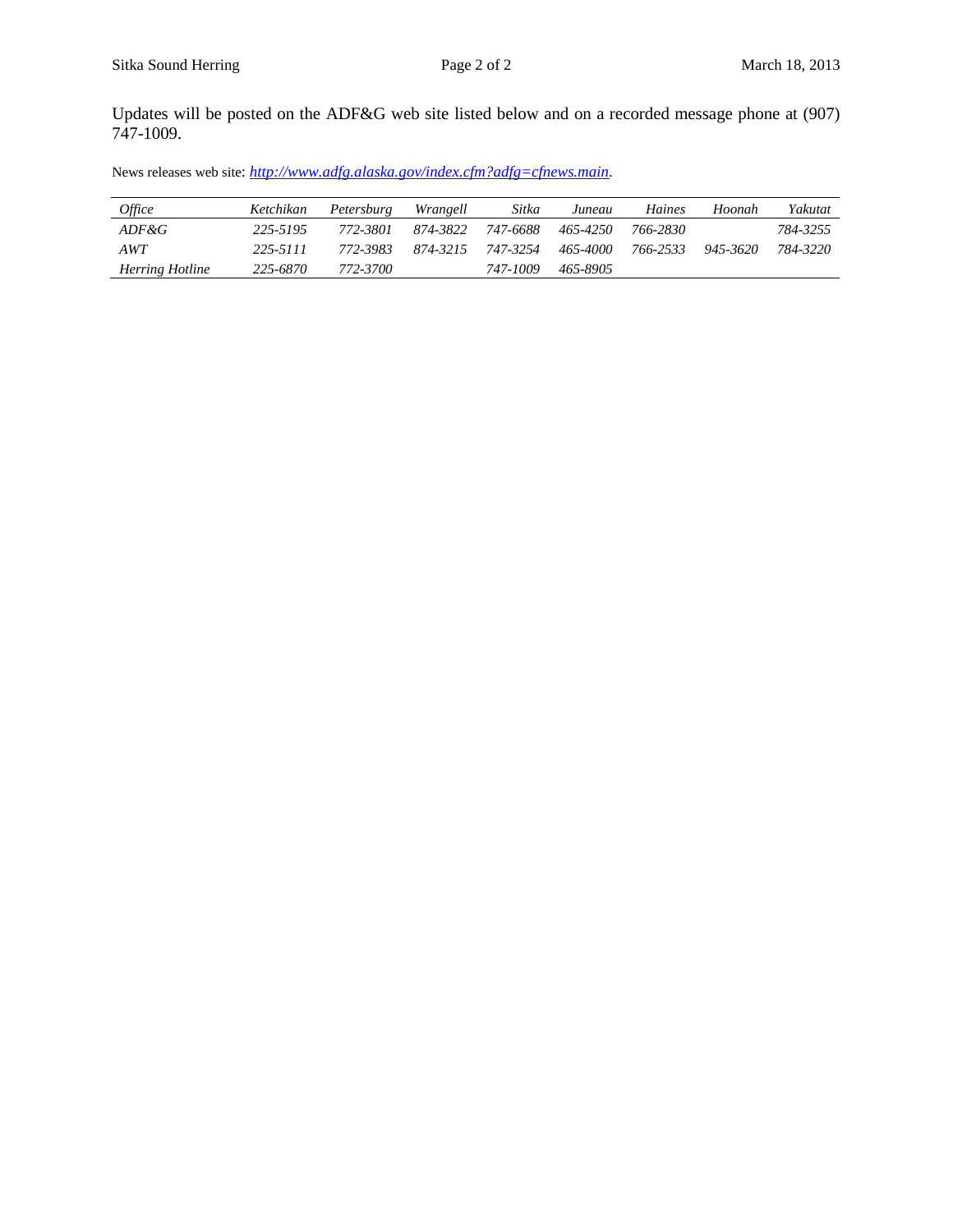Updates will be posted on the ADF&G web site listed below and on a recorded message phone at (907) 747-1009.

News releases web site: *http://www.adfg.alaska.gov/index.cfm?adfg=cfnews.main*.

| *Office* | *Ketchikan* | *Petersburg* | *Wrangell* | *Sitka* | *Juneau* | *Haines* | *Hoonah* | *Yakutat* |
|---|---|---|---|---|---|---|---|---|
| *ADF&G* | *225-5195* | *772-3801* | *874-3822* | *747-6688* | *465-4250* | *766-2830* | | *784-3255* |
| *AWT* | *225-5111* | *772-3983* | *874-3215* | *747-3254* | *465-4000* | *766-2533* | *945-3620* | *784-3220* |
| *Herring Hotline* | *225-6870* | *772-3700* | | *747-1009* | *465-8905* | | | |